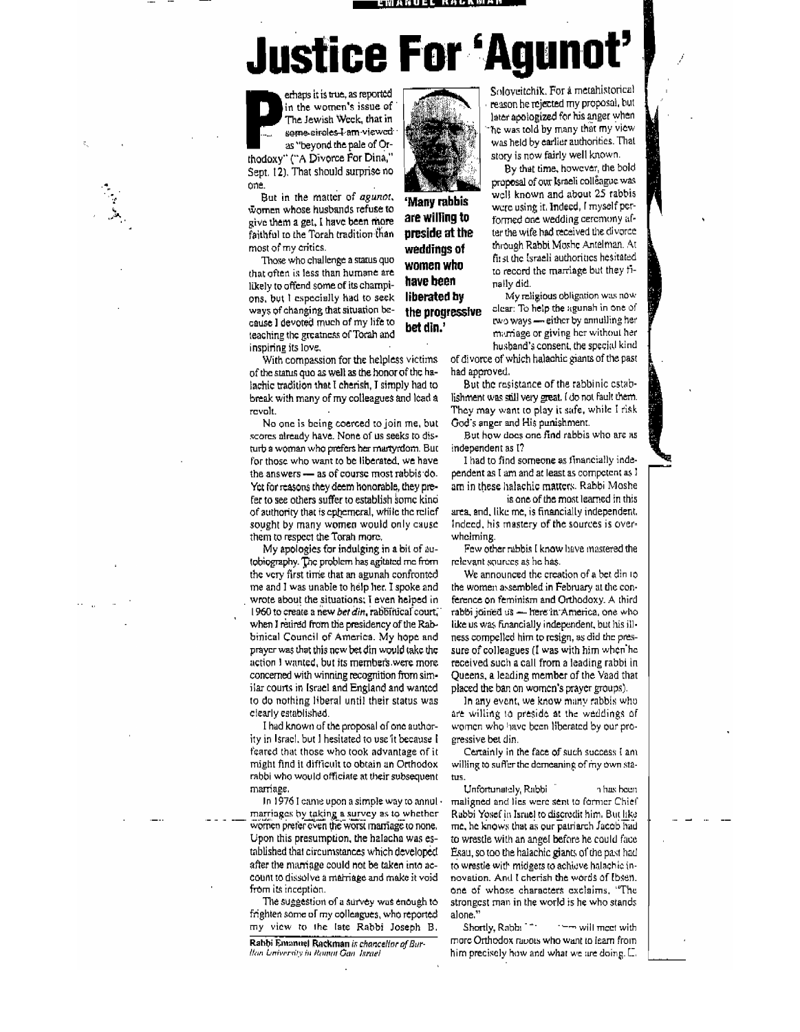EMANUEL RACKMAN

# Justice For 'Agunot'

Perhaps it is true, as reported in the women's issue of The Jewish Week, that in some circles I am viewed as "beyond the pale of Orthodoxy" ("A Divorce For Dina," Sept. 12). That should surprise no one.

But in the matter of *agunot*, women whose husbands refuse to give them a get, I have been more faithful to the Torah tradition than most of my critics.

Those who challenge a status quo that often is less than humane are likely to offend some of its champions, but I especially had to seek ways of changing that situation because I devoted much of my life to teaching the greatness of Torah and inspiring its love.

With compassion for the helpless victims of the status quo as well as the honor of the halachic tradition that I cherish, I simply had to break with many of my colleagues and lead a revolt.

No one is being coerced to join me, but scores already have. None of us seeks to disturb a woman who prefers her martyrdom. But for those who want to be liberated, we have the answers — as of course most rabbis do. Yet for reasons they deem honorable, they prefer to see others suffer to establish some kind of authority that is ephemeral, while the relief sought by many women would only cause them to respect the Torah more.

My apologies for indulging in a bit of autobiography. The problem has agitated me from the very first time that an agunah confronted me and I was unable to help her. I spoke and wrote about the situations; I even helped in 1960 to create a new *bet din*, rabbinical court, when I retired from the presidency of the Rabbinical Council of America. My hope and prayer was that this new bet din would take the action I wanted, but its members were more concerned with winning recognition from similar courts in Israel and England and wanted to do nothing liberal until their status was clearly established.

I had known of the proposal of one authority in Israel, but I hesitated to use it because I feared that those who took advantage of it might find it difficult to obtain an Orthodox rabbi who would officiate at their subsequent marriage.

In 1976 I came upon a simple way to annul marriages by taking a survey as to whether women prefer even the worst marriage to none. Upon this presumption, the halacha was established that circumstances which developed after the marriage could not be taken into account to dissolve a marriage and make it void from its inception.

The suggestion of a survey was enough to frighten some of my colleagues, who reported my view to the late Rabbi Joseph B. Soloveitchik. For a metahistorical reason he rejected my proposal, but later apologized for his anger when he was told by many that my view was held by earlier authorities. That story is now fairly well known.

**'Many rabbis are willing to preside at the weddings of women who have been liberated by the progressive bet din.'**

By that time, however, the bold proposal of our Israeli colleague was well known and about 25 rabbis were using it. Indeed, I myself performed one wedding ceremony after the wife had received the divorce through Rabbi Moshe Antelman. At first the Israeli authorities hesitated to record the marriage but they finally did.

My religious obligation was now clear: To help the agunah in one of two ways — either by annulling her marriage or giving her without her husband's consent, the special kind of divorce of which halachic giants of the past had approved.

But the resistance of the rabbinic establishment was still very great. I do not fault them. They may want to play it safe, while I risk God's anger and His punishment.

But how does one find rabbis who are as independent as I?

I had to find someone as financially independent as I am and at least as competent as I am in these halachic matters. Rabbi Moshe is one of the most learned in this area, and, like me, is financially independent. Indeed, his mastery of the sources is overwhelming.

Few other rabbis I know have mastered the relevant sources as he has.

We announced the creation of a bet din to the women assembled in February at the conference on feminism and Orthodoxy. A third rabbi joined us — here in America, one who like us was financially independent, but his illness compelled him to resign, as did the pressure of colleagues (I was with him when he received such a call from a leading rabbi in Queens, a leading member of the Vaad that placed the ban on women's prayer groups).

In any event, we know many rabbis who are willing to preside at the weddings of women who have been liberated by our progressive bet din.

Certainly in the face of such success I am willing to suffer the demeaning of my own status.

Unfortunately, Rabbi has been maligned and lies were sent to former Chief Rabbi Yosef in Israel to discredit him. But like me, he knows that as our patriarch Jacob had to wrestle with an angel before he could face Esau, so too the halachic giants of the past had to wrestle with midgets to achieve halachic innovation. And I cherish the words of Ibsen, one of whose characters exclaims, "The strongest man in the world is he who stands alone."

Shortly, Rabbi will meet with more Orthodox rabbis who want to learn from him precisely how and what we are doing.

*Rabbi Emanuel Rackman is chancellor of Bar-Ilan University in Ramat Gan, Israel*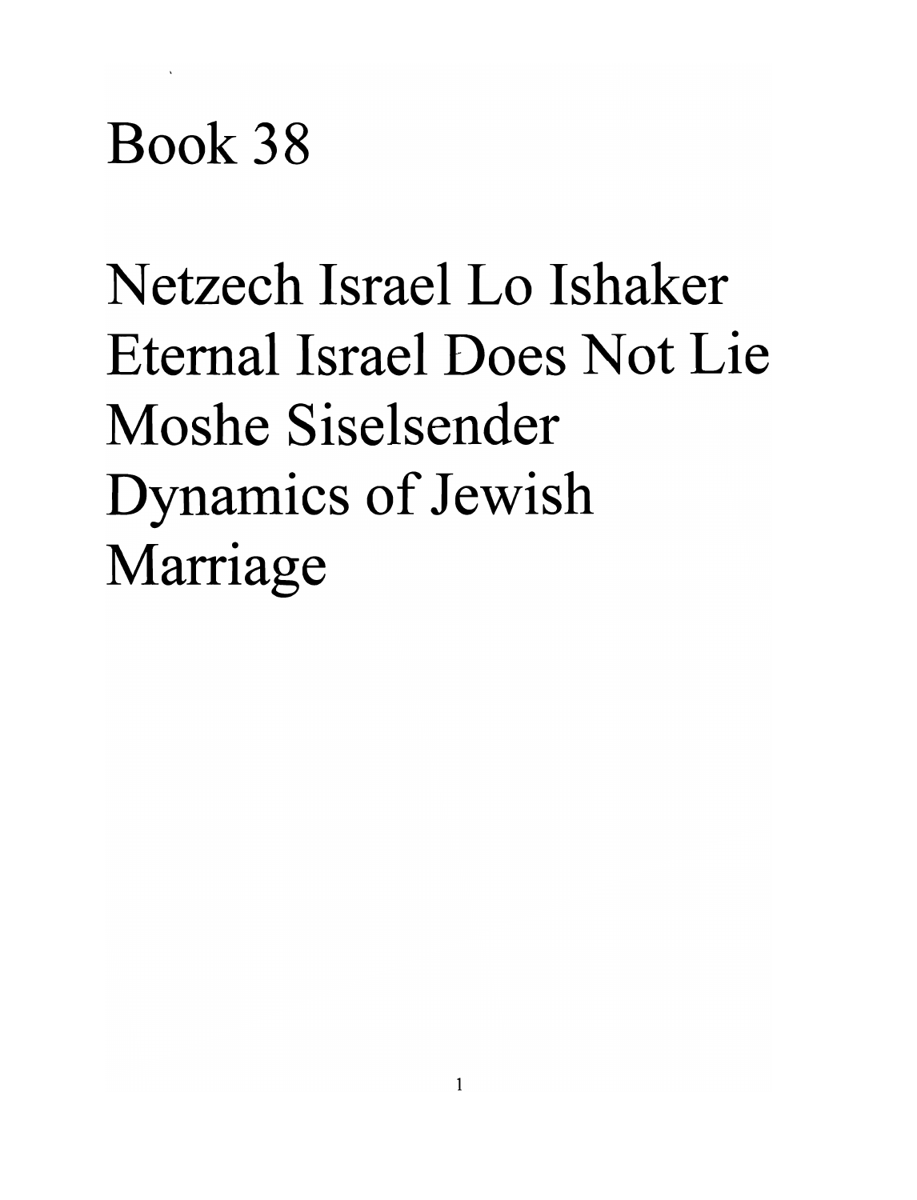# Book 38

# Netzech Israel Lo Ishaker
# Eternal Israel Does Not Lie
# Moshe Siselsender
# Dynamics of Jewish Marriage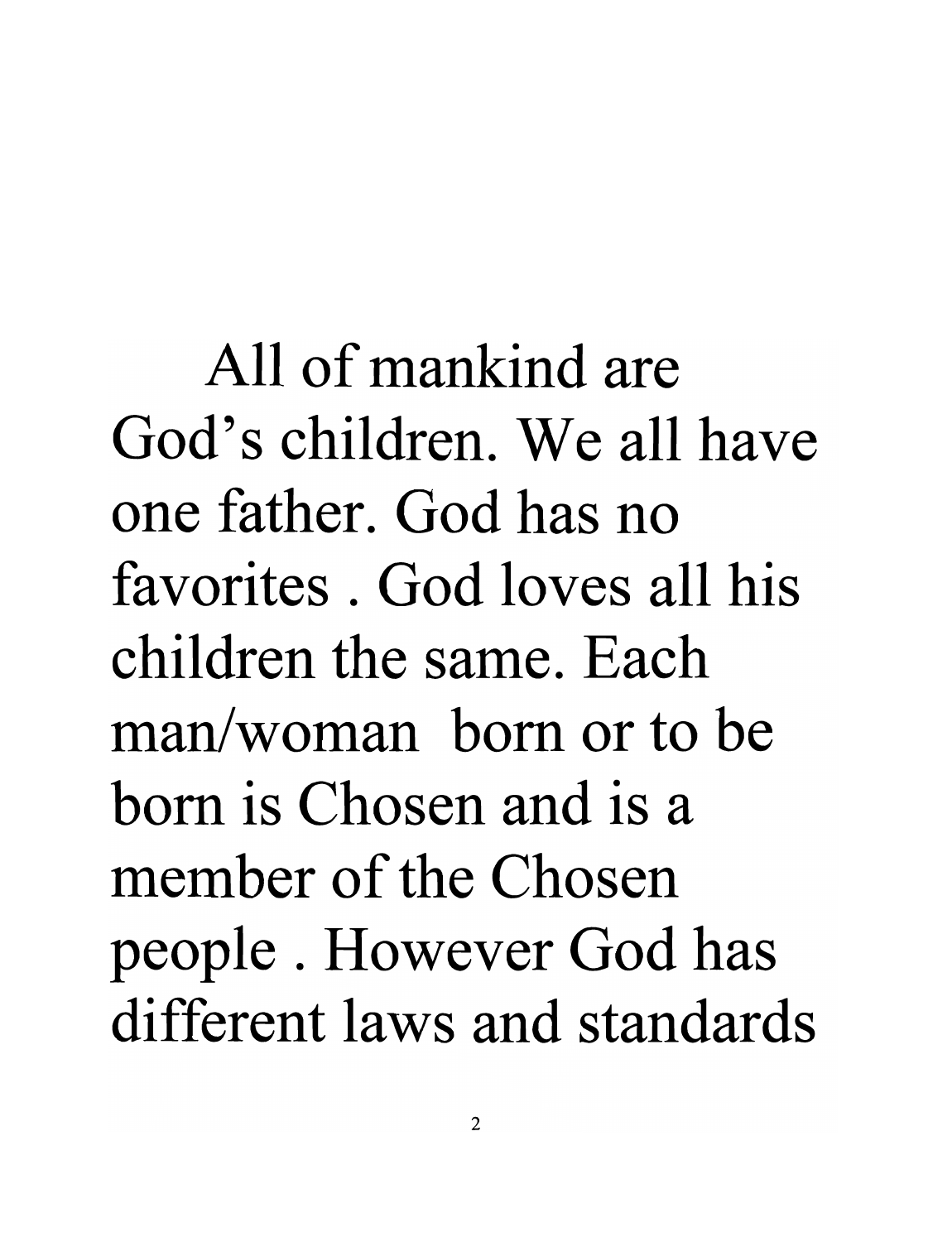All of mankind are God's children. We all have one father. God has no favorites . God loves all his children the same. Each man/woman born or to be born is Chosen and is a member of the Chosen people . However God has different laws and standards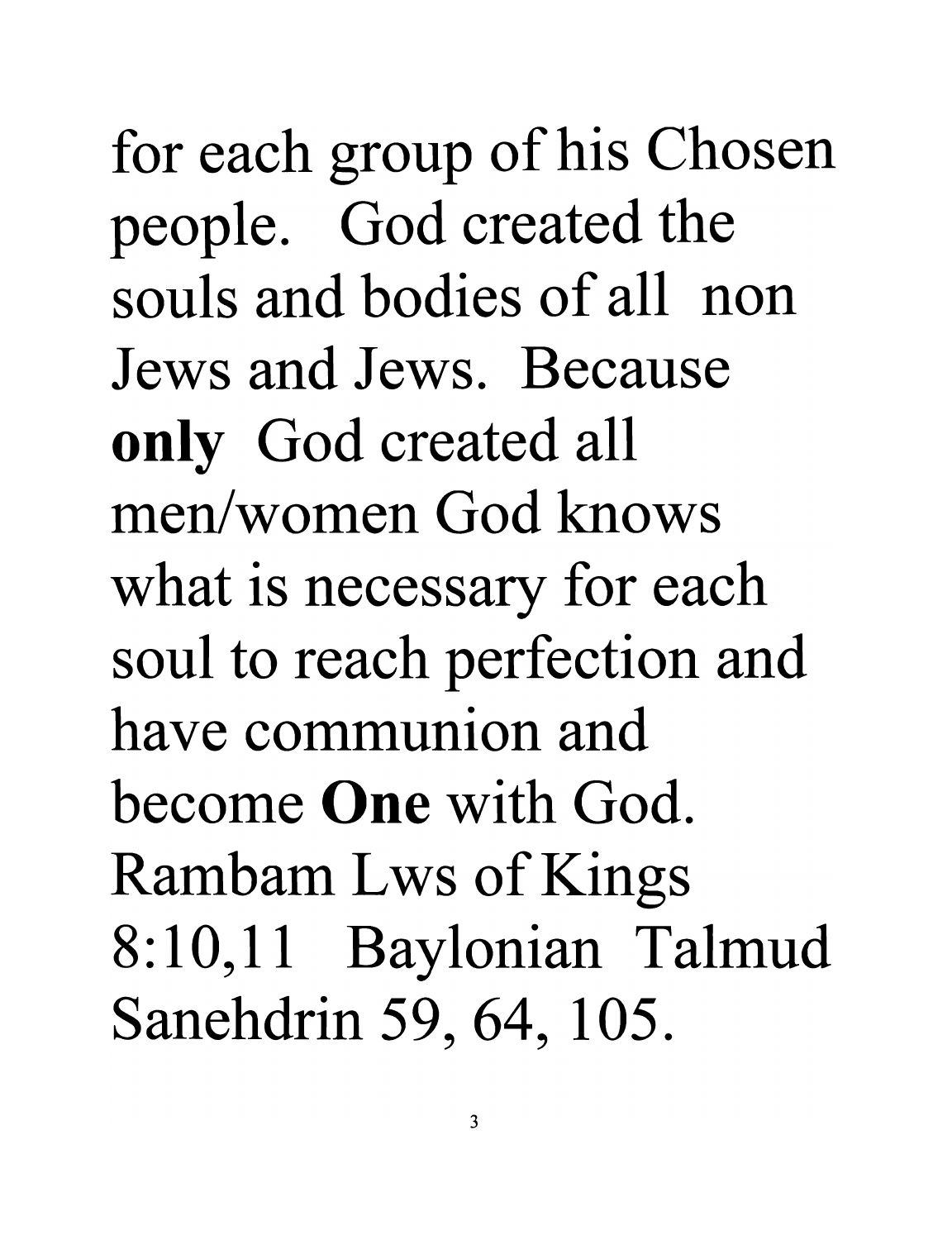for each group of his Chosen people. God created the souls and bodies of all non Jews and Jews. Because **only** God created all men/women God knows what is necessary for each soul to reach perfection and have communion and become **One** with God. Rambam Lws of Kings 8:10,11 Baylonian Talmud Sanehdrin 59, 64, 105.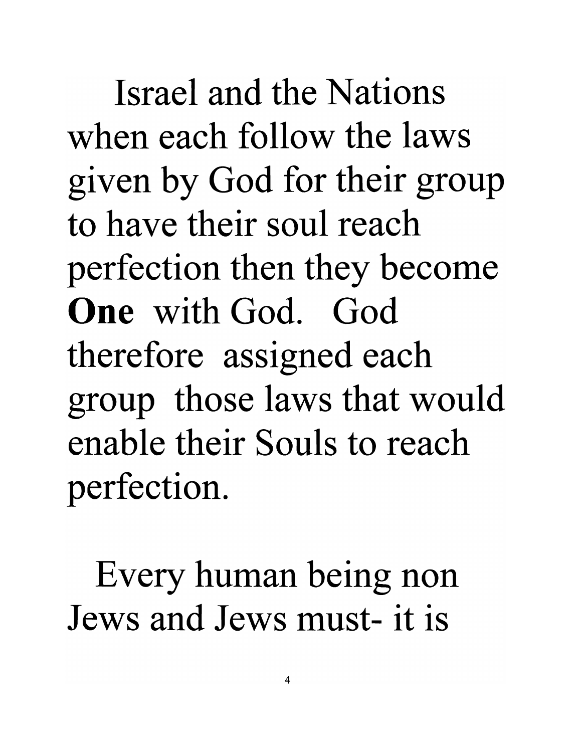Israel and the Nations when each follow the laws given by God for their group to have their soul reach perfection then they become **One** with God. God therefore assigned each group those laws that would enable their Souls to reach perfection.

Every human being non Jews and Jews must- it is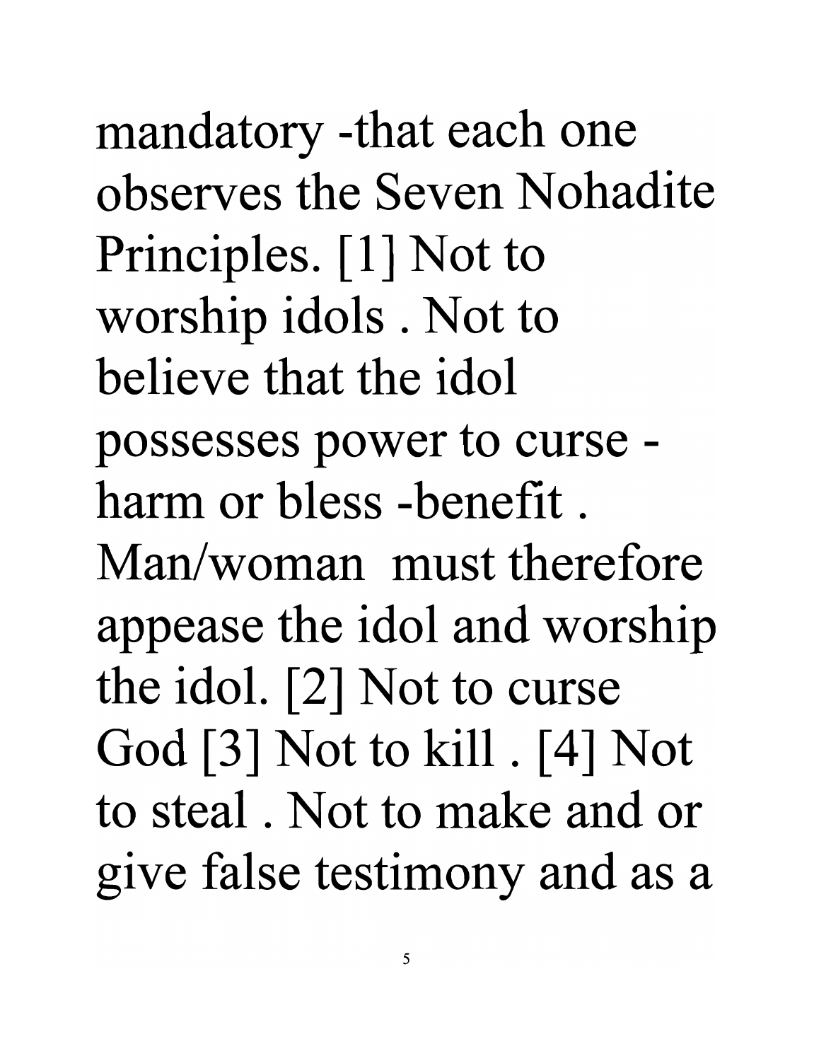mandatory -that each one observes the Seven Nohadite Principles. [1] Not to worship idols . Not to believe that the idol possesses power to curse -harm or bless -benefit . Man/woman must therefore appease the idol and worship the idol. [2] Not to curse God [3] Not to kill . [4] Not to steal . Not to make and or give false testimony and as a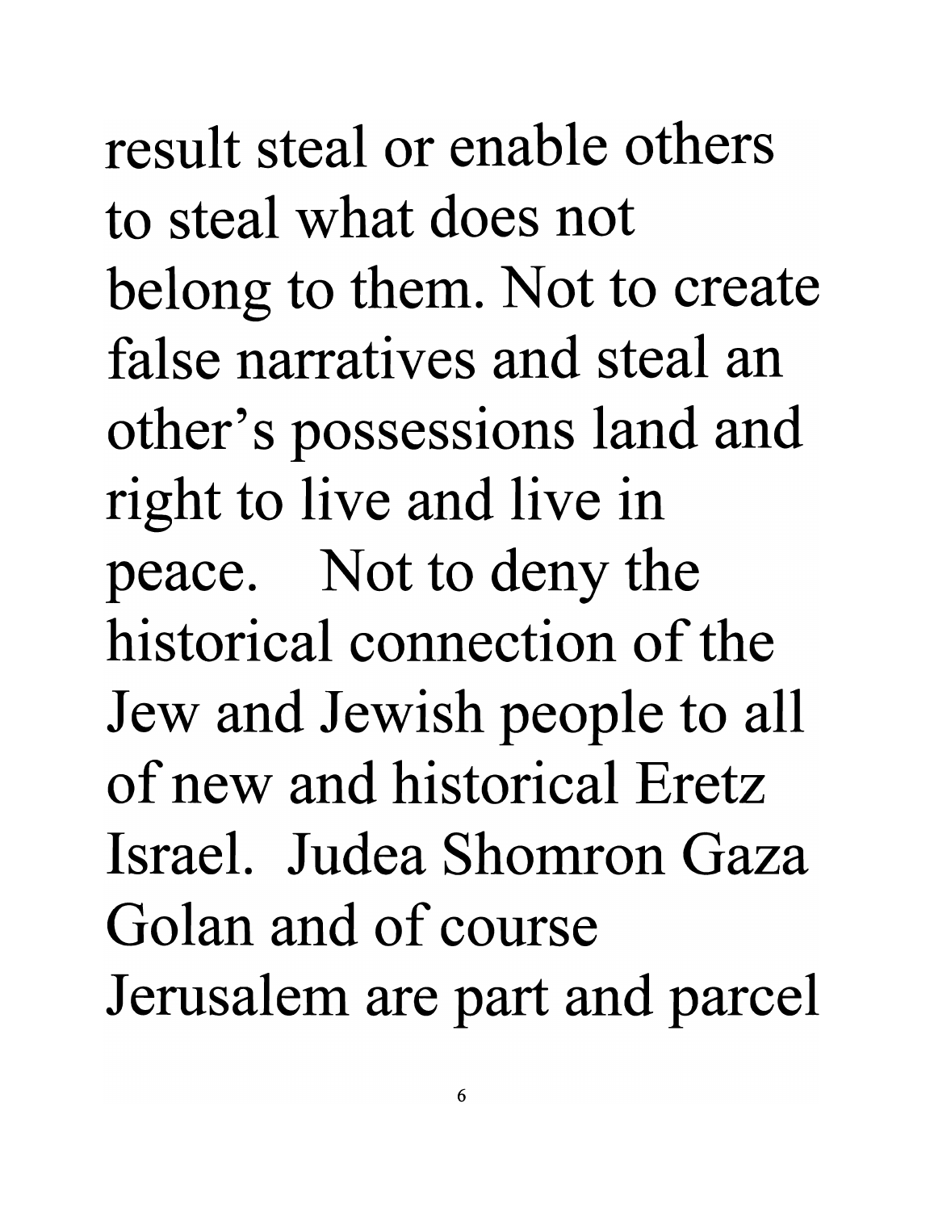result steal or enable others to steal what does not belong to them. Not to create false narratives and steal an other's possessions land and right to live and live in peace. Not to deny the historical connection of the Jew and Jewish people to all of new and historical Eretz Israel. Judea Shomron Gaza Golan and of course Jerusalem are part and parcel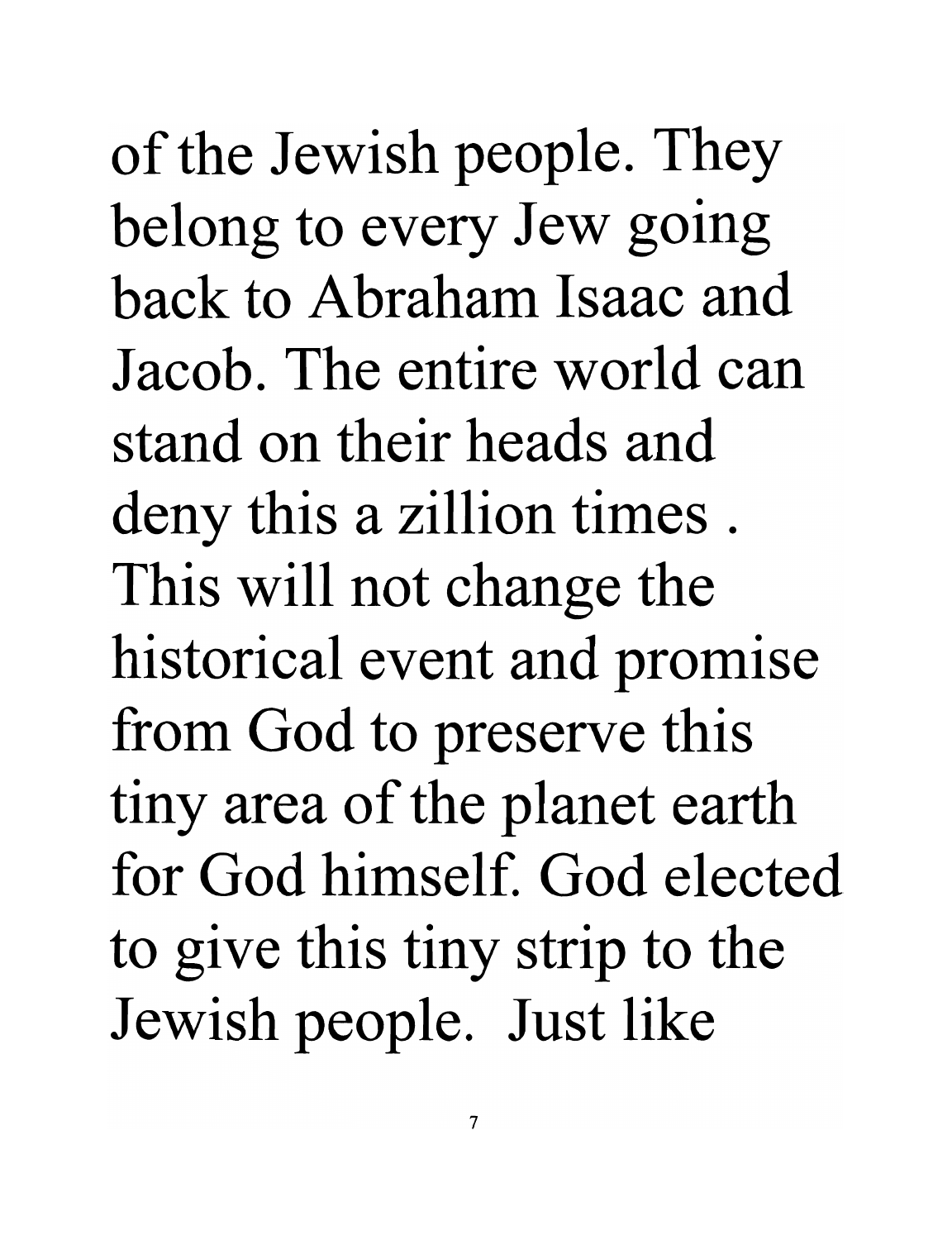of the Jewish people. They belong to every Jew going back to Abraham Isaac and Jacob. The entire world can stand on their heads and deny this a zillion times . This will not change the historical event and promise from God to preserve this tiny area of the planet earth for God himself. God elected to give this tiny strip to the Jewish people. Just like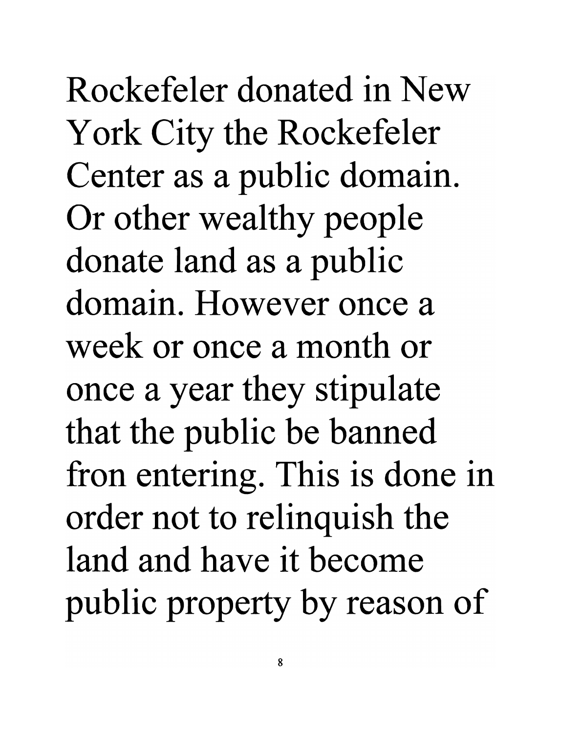Rockefeler donated in New York City the Rockefeler Center as a public domain. Or other wealthy people donate land as a public domain. However once a week or once a month or once a year they stipulate that the public be banned fron entering. This is done in order not to relinquish the land and have it become public property by reason of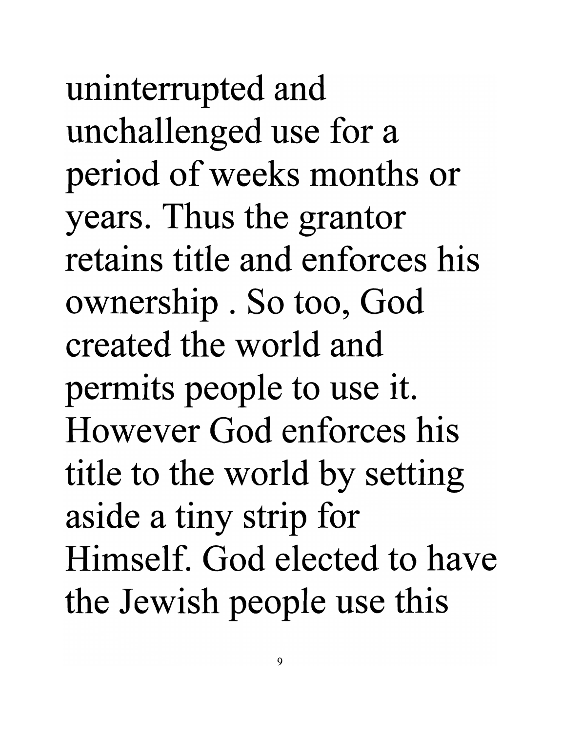uninterrupted and unchallenged use for a period of weeks months or years. Thus the grantor retains title and enforces his ownership . So too, God created the world and permits people to use it. However God enforces his title to the world by setting aside a tiny strip for Himself. God elected to have the Jewish people use this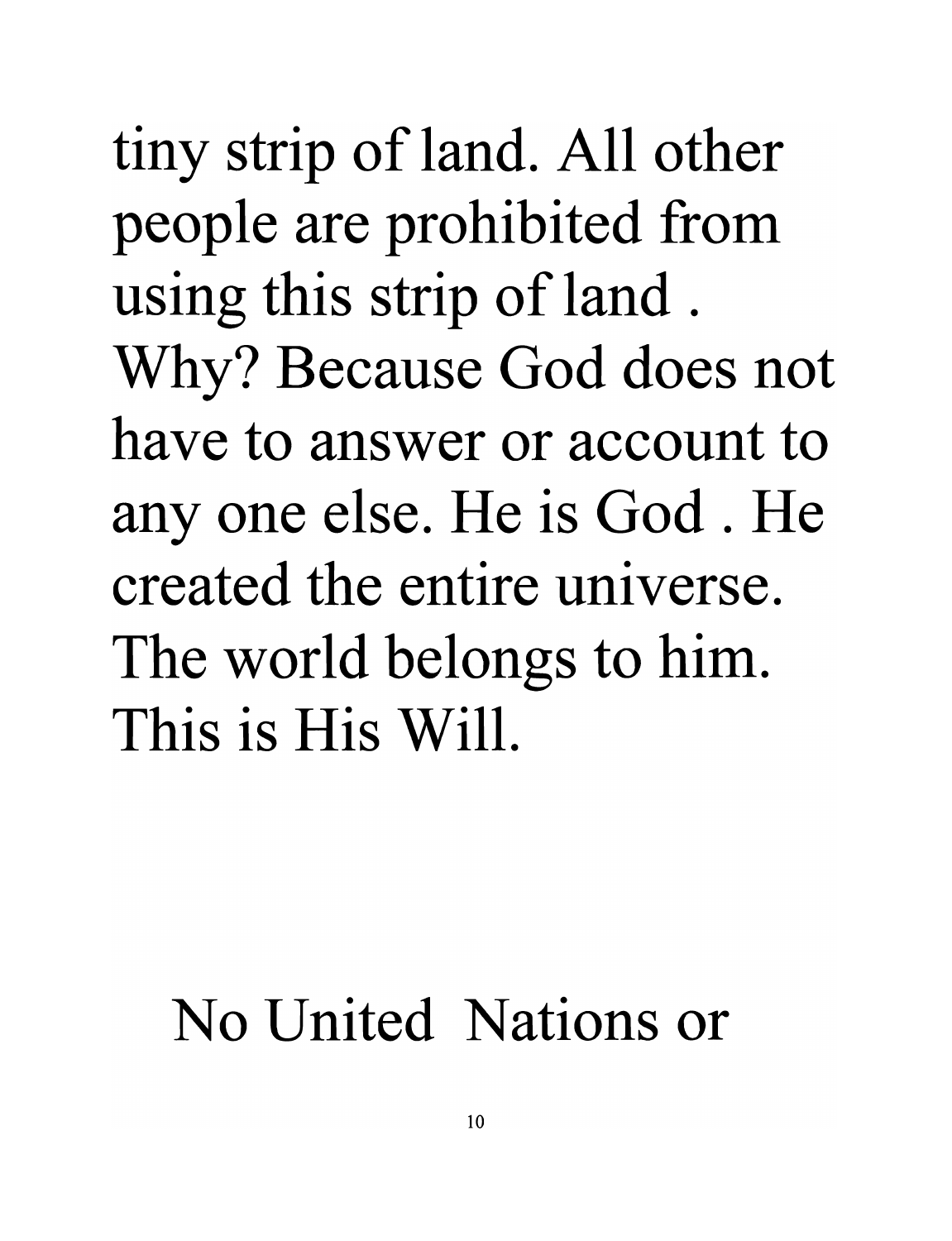tiny strip of land. All other people are prohibited from using this strip of land . Why? Because God does not have to answer or account to any one else. He is God . He created the entire universe. The world belongs to him. This is His Will.

No United Nations or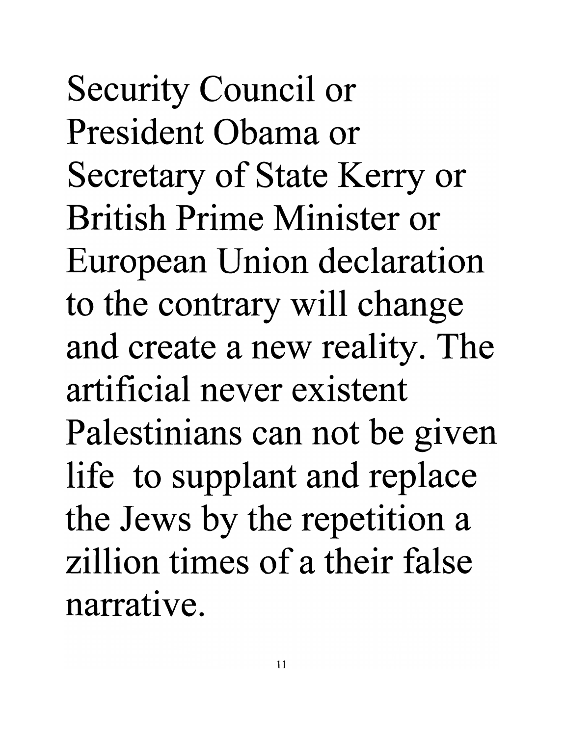Security Council or President Obama or Secretary of State Kerry or British Prime Minister or European Union declaration to the contrary will change and create a new reality. The artificial never existent Palestinians can not be given life to supplant and replace the Jews by the repetition a zillion times of a their false narrative.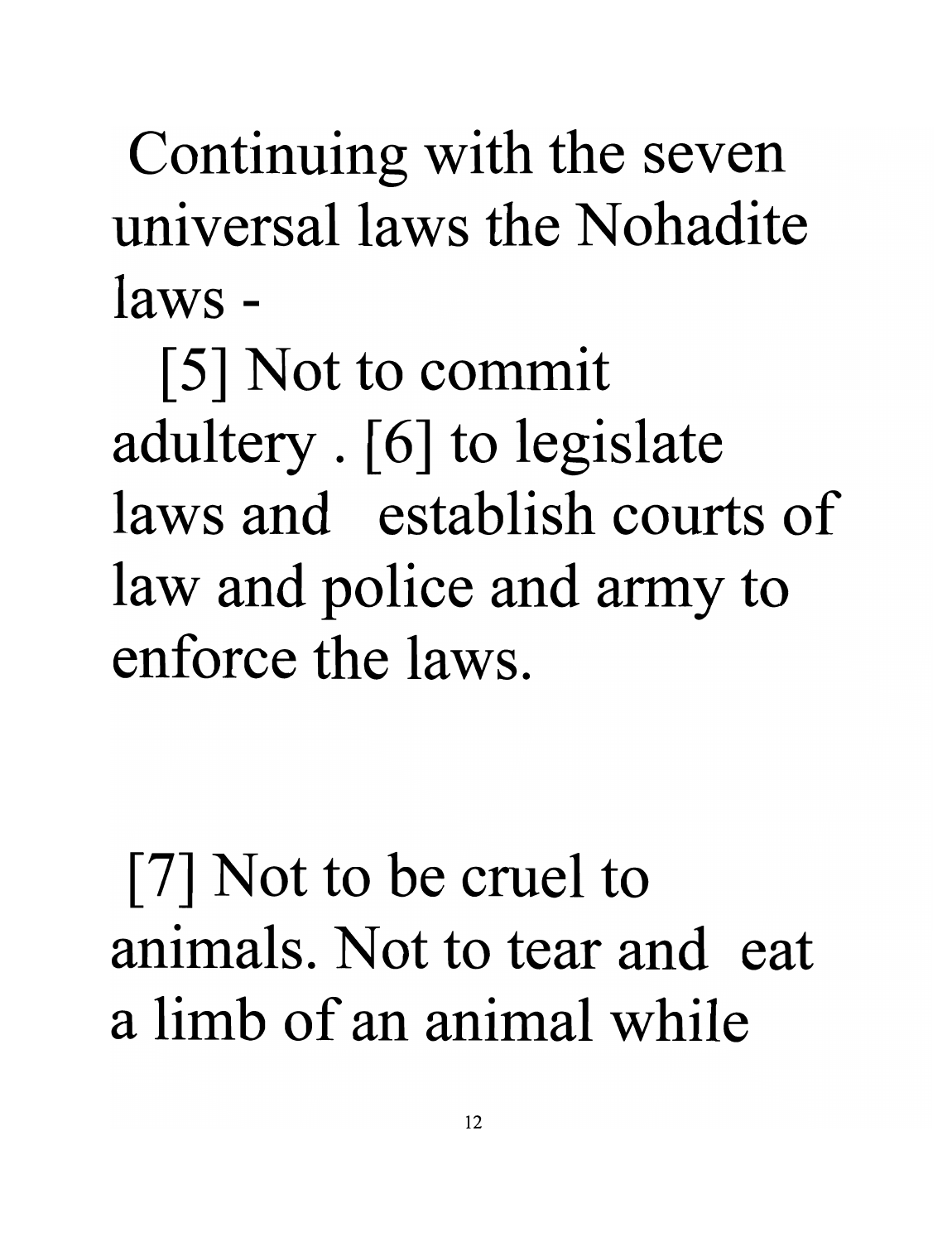Continuing with the seven universal laws the Nohadite laws -

[5] Not to commit adultery . [6] to legislate laws and establish courts of law and police and army to enforce the laws.

[7] Not to be cruel to animals. Not to tear and eat a limb of an animal while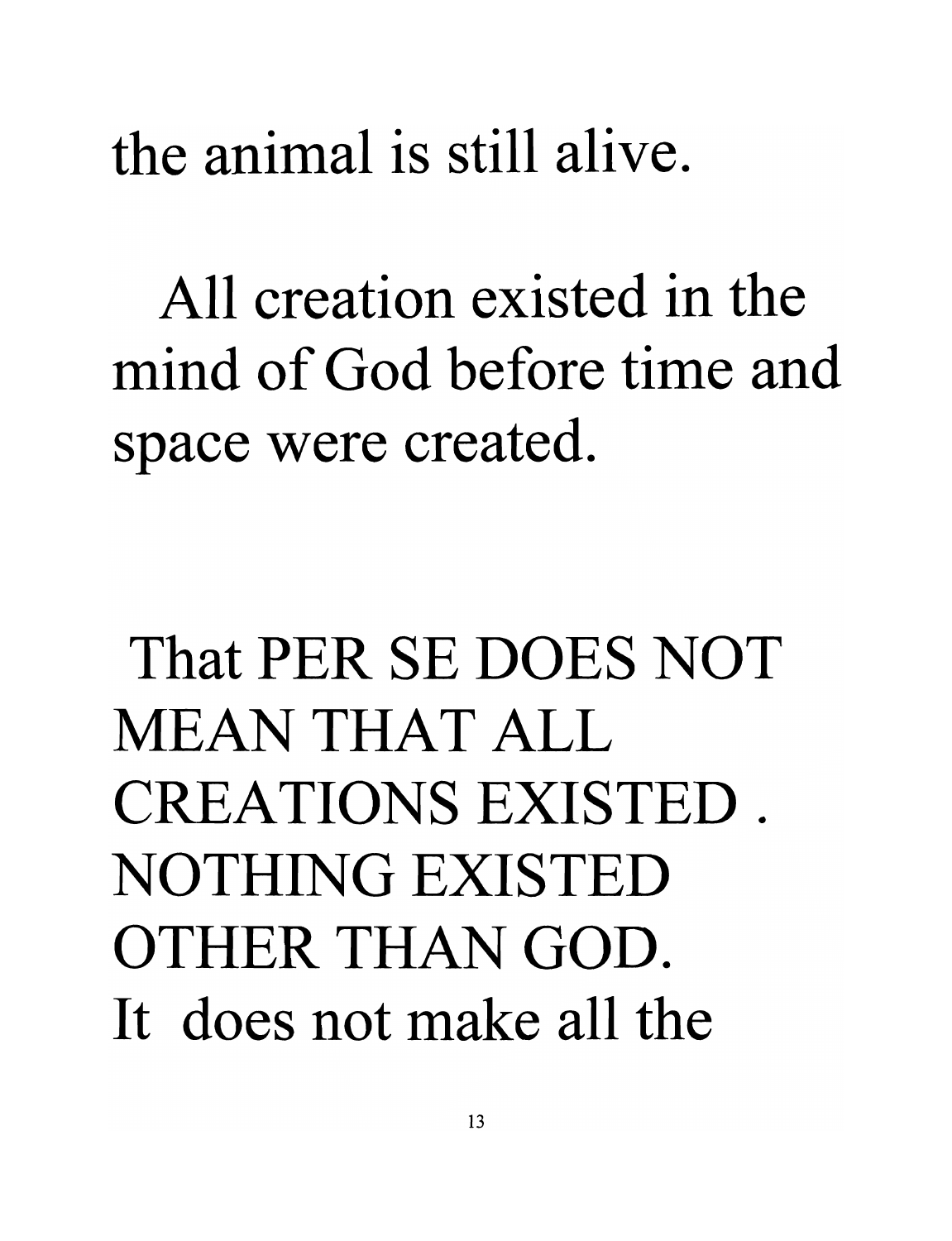the animal is still alive.

All creation existed in the mind of God before time and space were created.

That PER SE DOES NOT MEAN THAT ALL CREATIONS EXISTED . NOTHING EXISTED OTHER THAN GOD. It does not make all the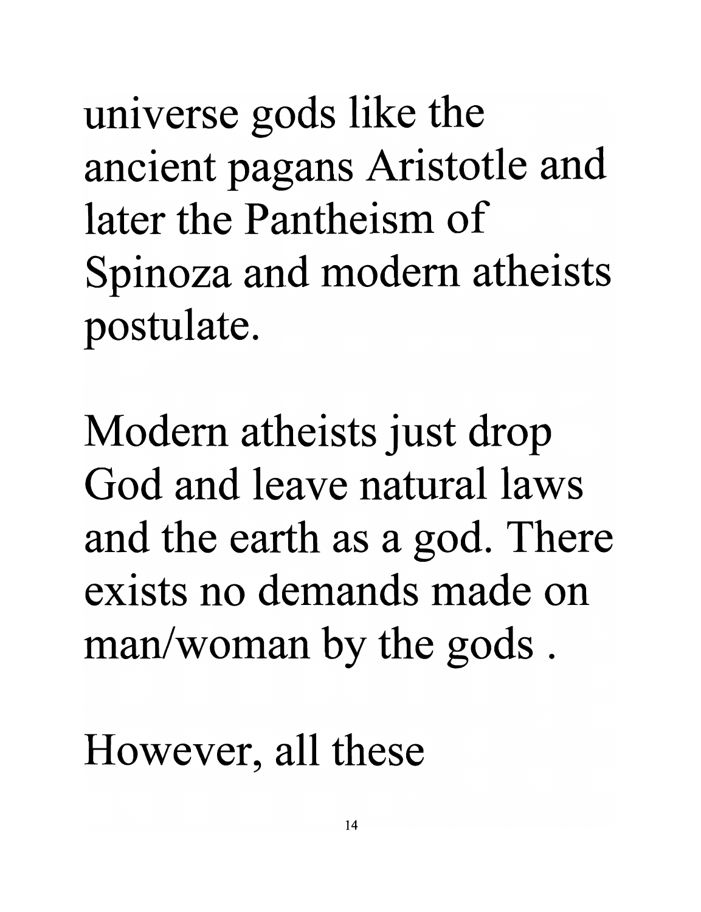universe gods like the ancient pagans Aristotle and later the Pantheism of Spinoza and modern atheists postulate.

Modern atheists just drop God and leave natural laws and the earth as a god. There exists no demands made on man/woman by the gods .

However, all these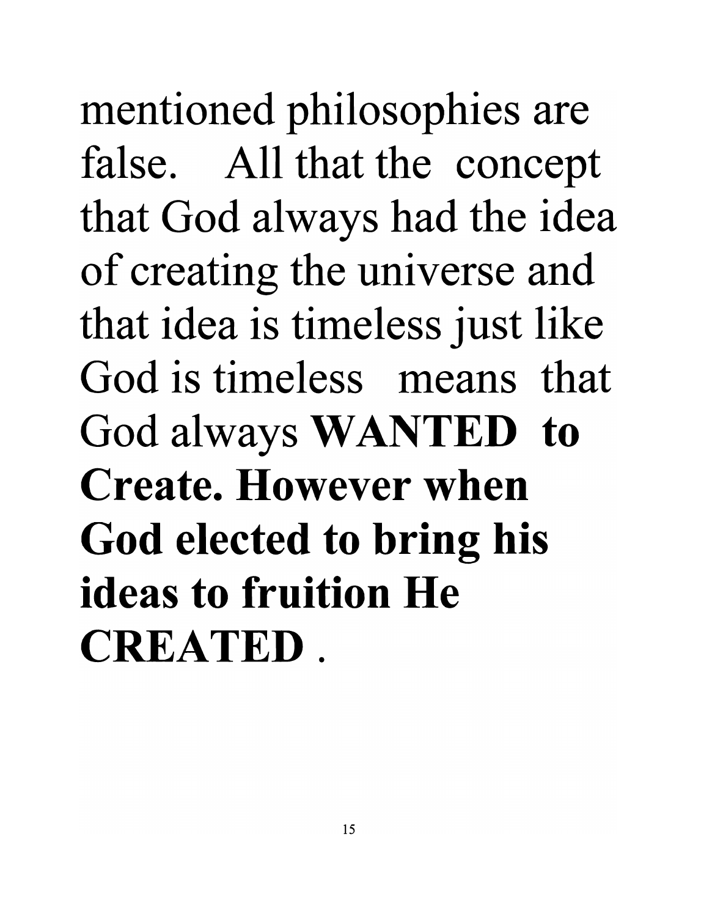mentioned philosophies are false. All that the concept that God always had the idea of creating the universe and that idea is timeless just like God is timeless means that God always **WANTED to Create. However when God elected to bring his ideas to fruition He CREATED** .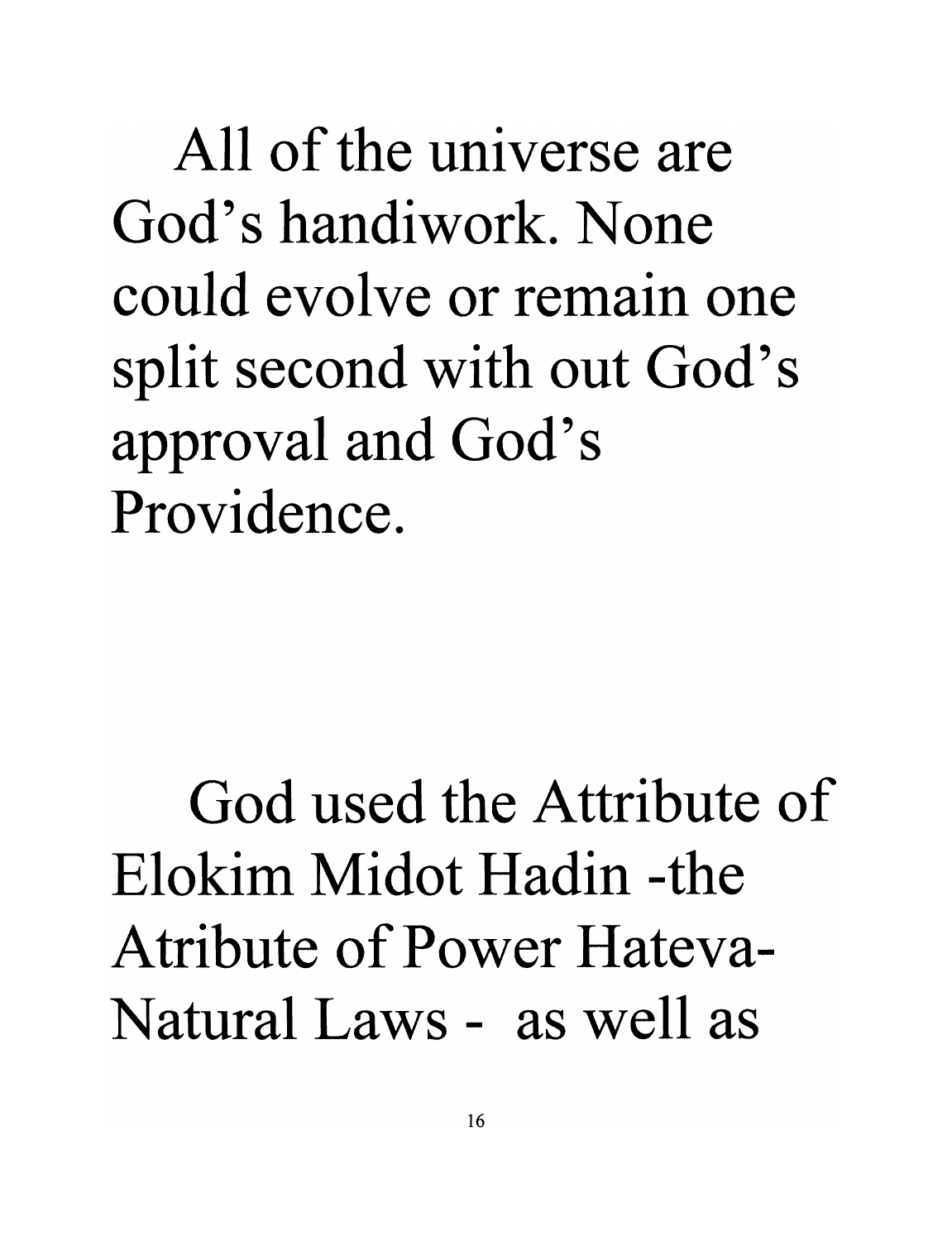All of the universe are God's handiwork. None could evolve or remain one split second with out God's approval and God's Providence.

God used the Attribute of Elokim Midot Hadin -the Atribute of Power Hateva- Natural Laws - as well as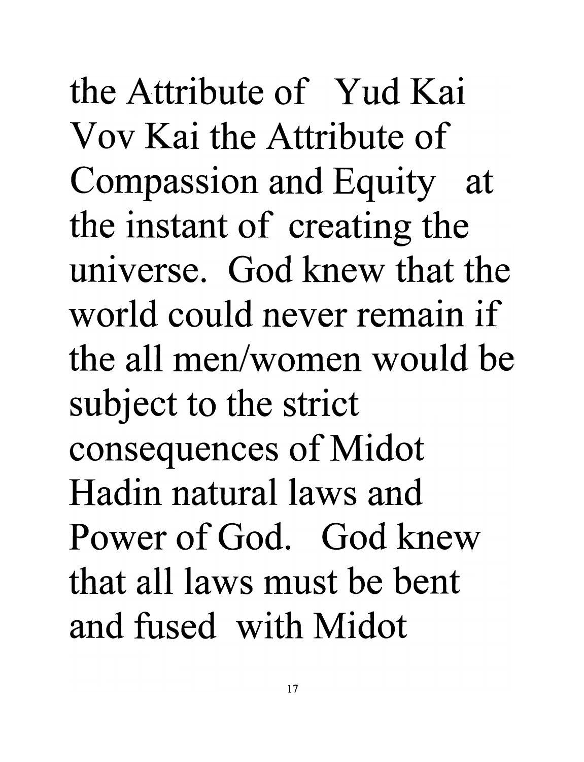the Attribute of Yud Kai Vov Kai the Attribute of Compassion and Equity at the instant of creating the universe. God knew that the world could never remain if the all men/women would be subject to the strict consequences of Midot Hadin natural laws and Power of God. God knew that all laws must be bent and fused with Midot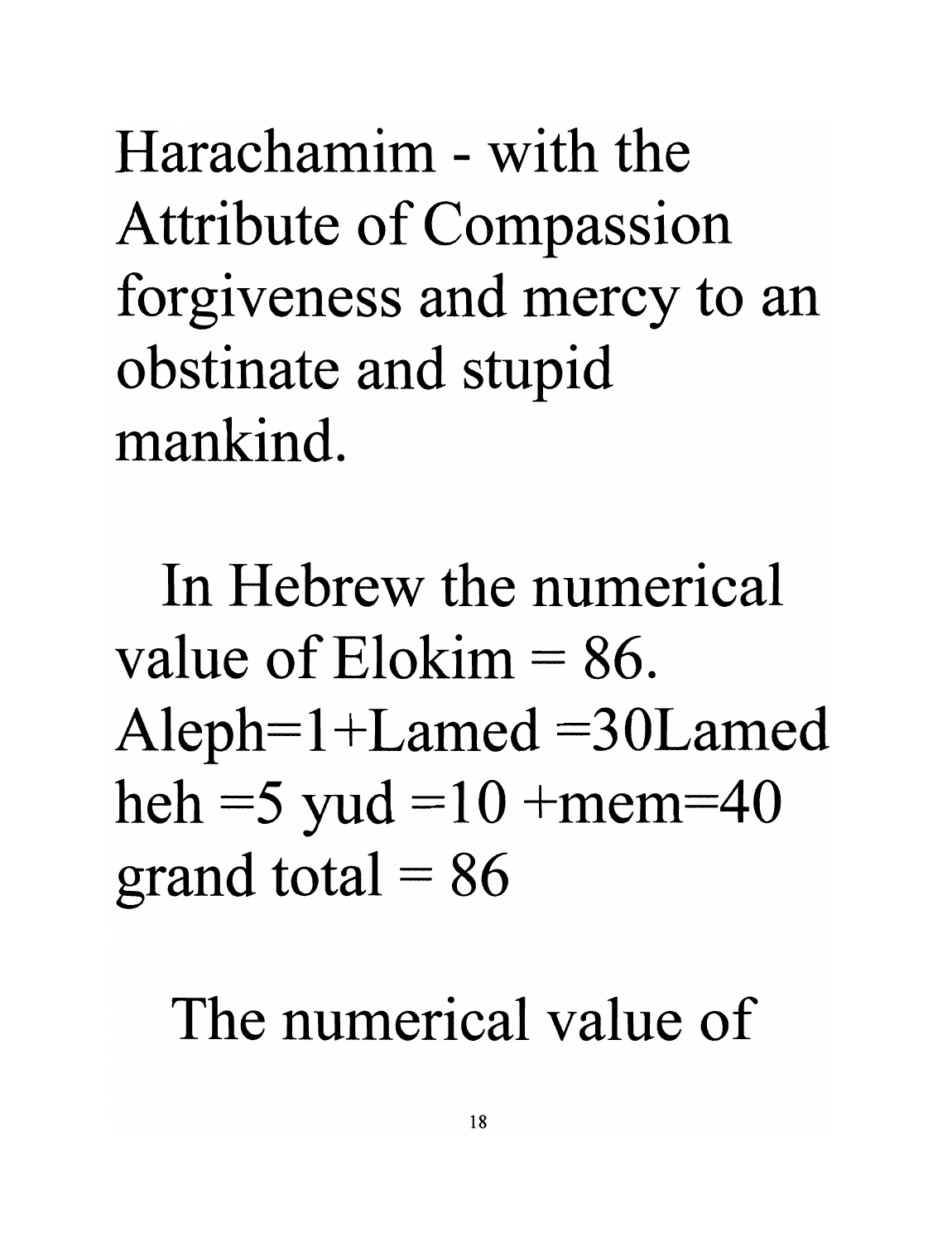Harachamim - with the Attribute of Compassion forgiveness and mercy to an obstinate and stupid mankind.

In Hebrew the numerical value of Elokim = 86. Aleph=1+Lamed =30Lamed heh =5 yud =10 +mem=40 grand total = 86

The numerical value of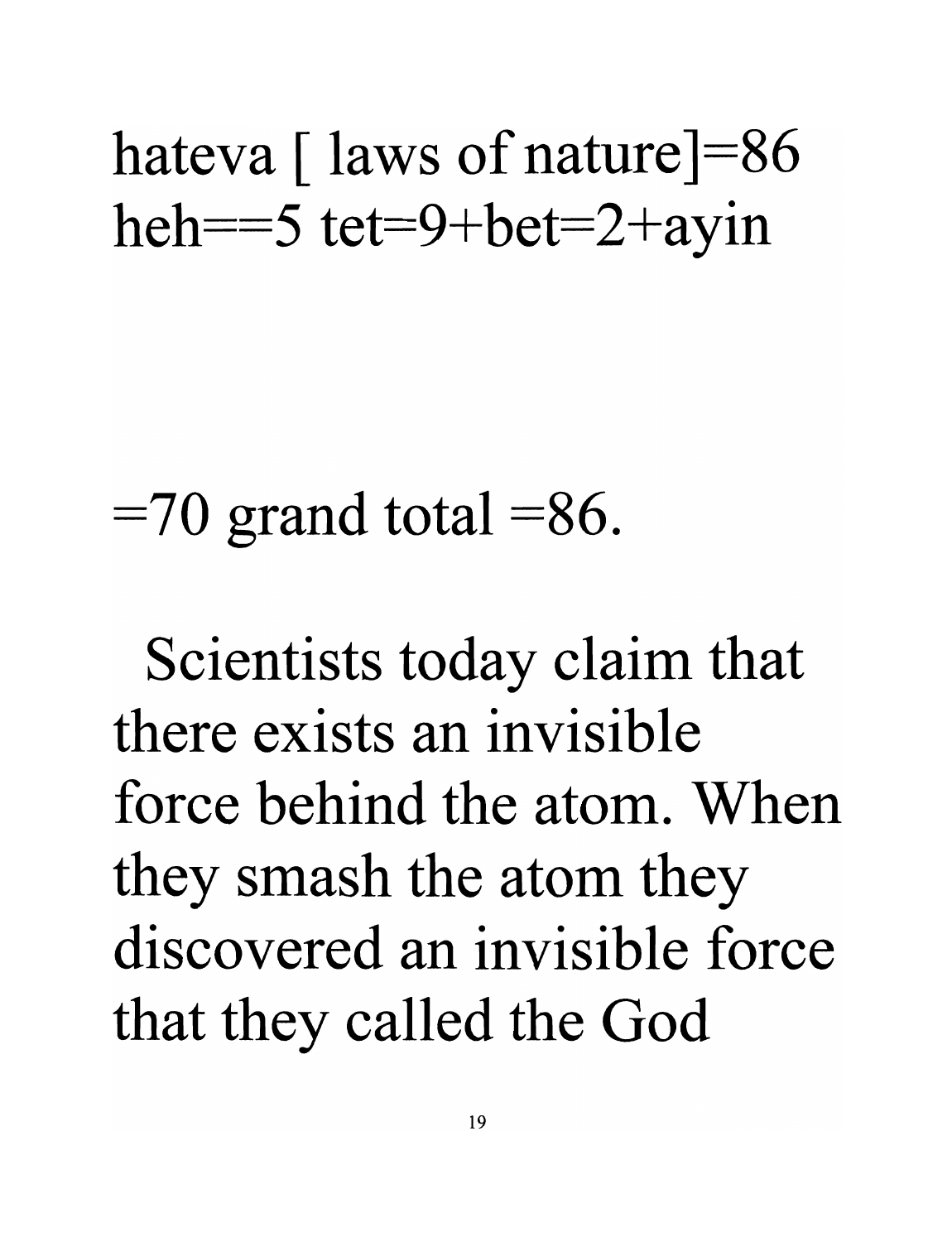hateva [ laws of nature]=86 heh==5 tet=9+bet=2+ayin

=70 grand total =86.

Scientists today claim that there exists an invisible force behind the atom. When they smash the atom they discovered an invisible force that they called the God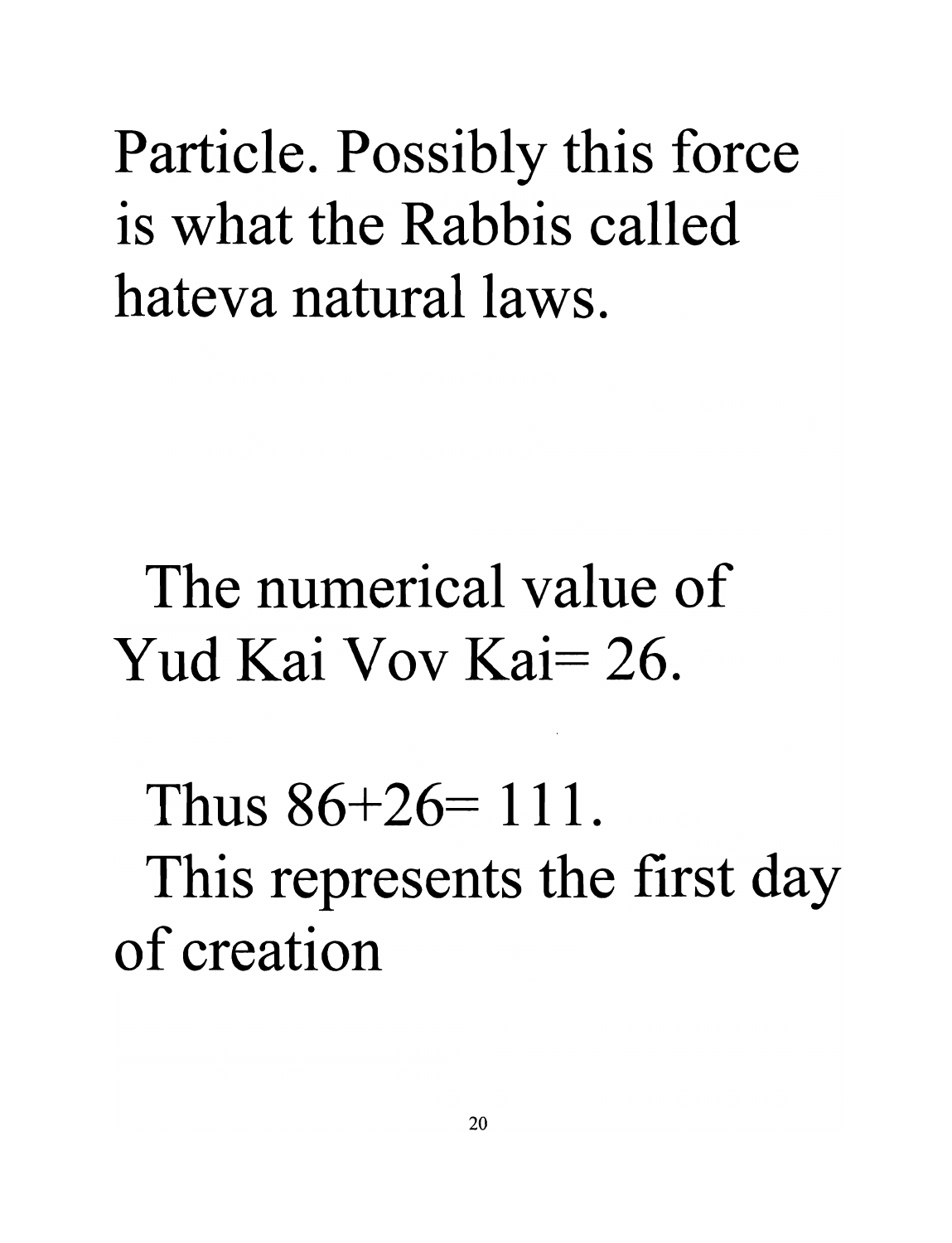Particle. Possibly this force is what the Rabbis called hateva natural laws.

The numerical value of Yud Kai Vov Kai= 26.

Thus 86+26= 111.
This represents the first day of creation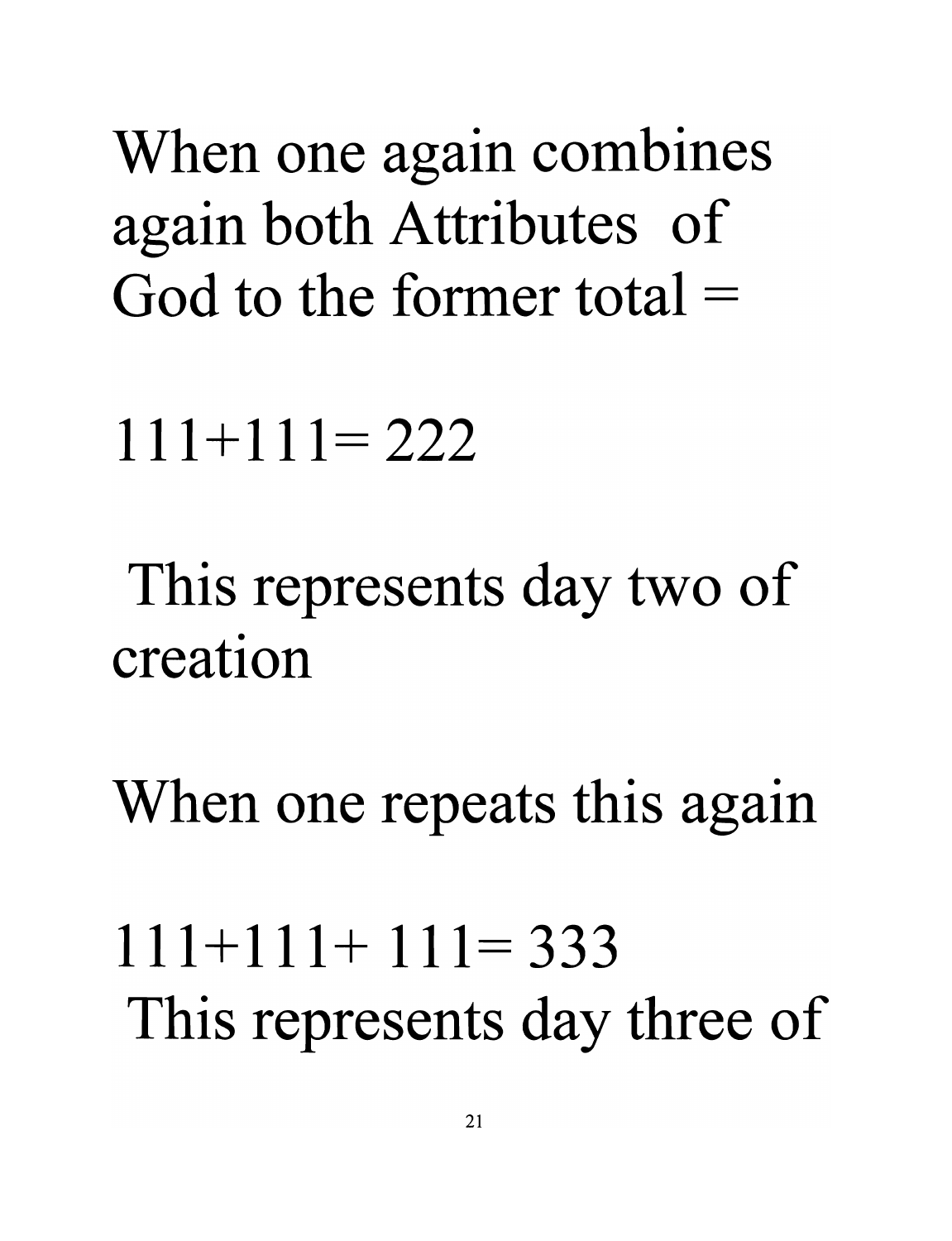When one again combines again both Attributes of God to the former total =

111+111= 222

This represents day two of creation

When one repeats this again

111+111+ 111= 333
This represents day three of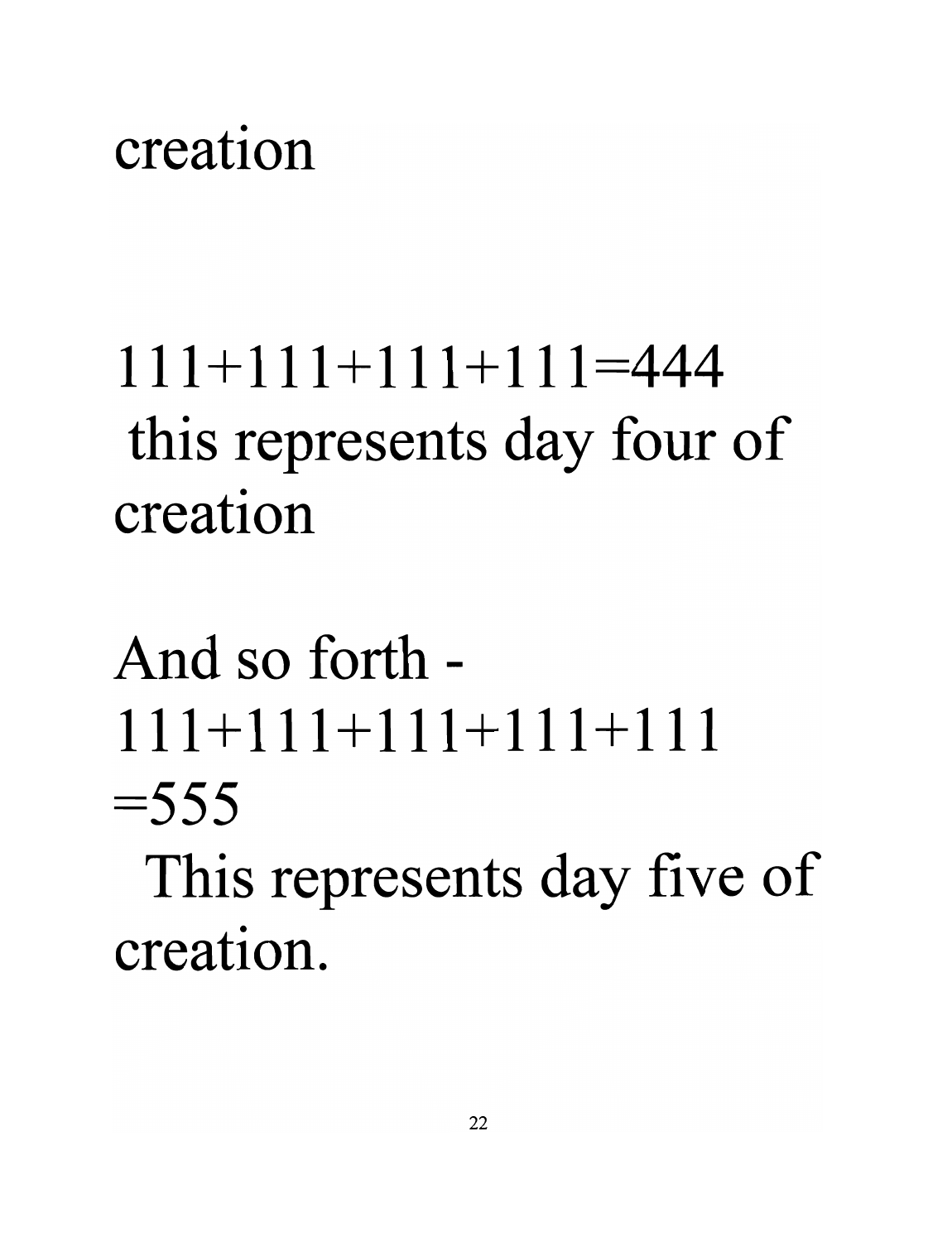creation

111+111+111+111=444
this represents day four of creation

And so forth -
111+111+111+111+111
=555
This represents day five of creation.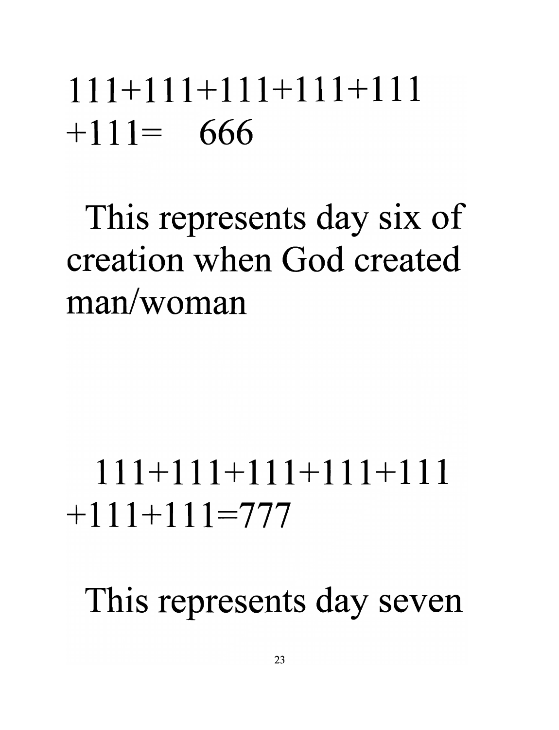111+111+111+111+111
+111=   666

This represents day six of creation when God created man/woman

111+111+111+111+111
+111+111=777

This represents day seven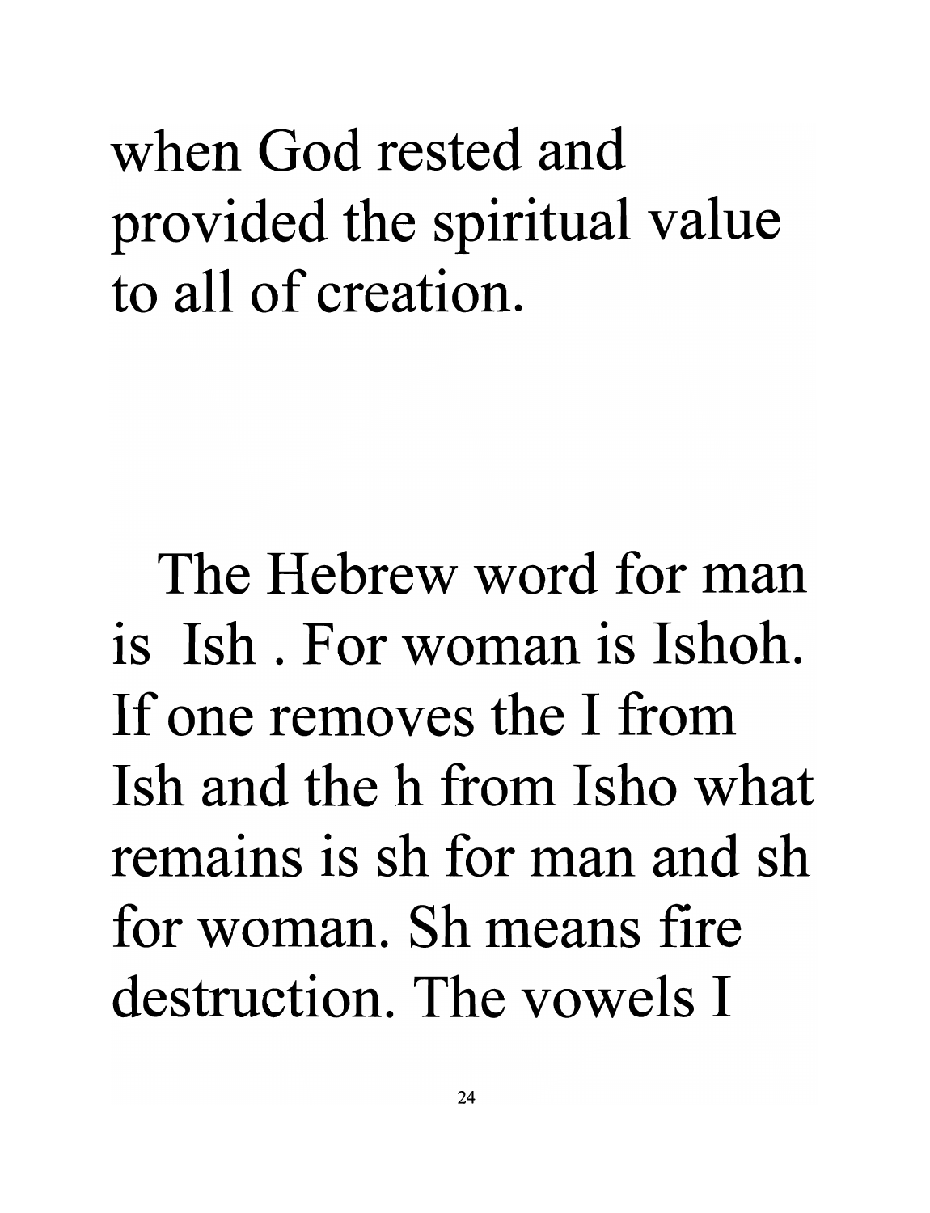when God rested and provided the spiritual value to all of creation.

The Hebrew word for man is Ish . For woman is Ishoh. If one removes the I from Ish and the h from Isho what remains is sh for man and sh for woman. Sh means fire destruction. The vowels I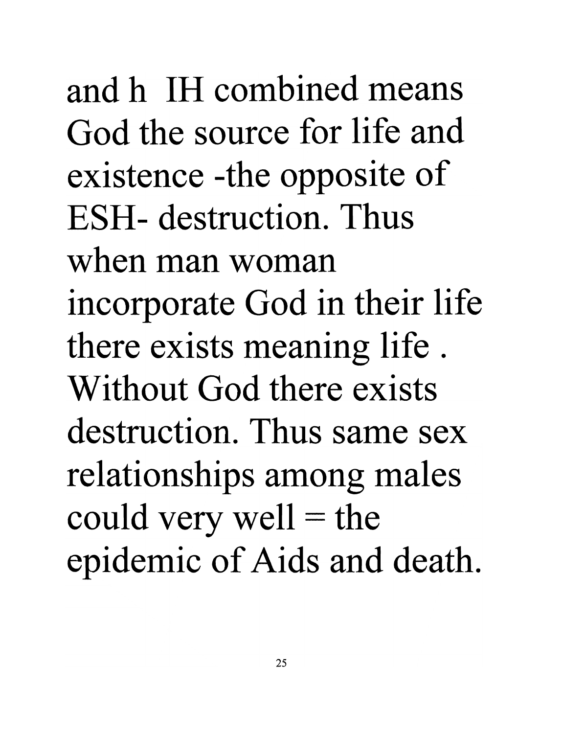and h IH combined means God the source for life and existence -the opposite of ESH- destruction. Thus when man woman incorporate God in their life there exists meaning life . Without God there exists destruction. Thus same sex relationships among males could very well = the epidemic of Aids and death.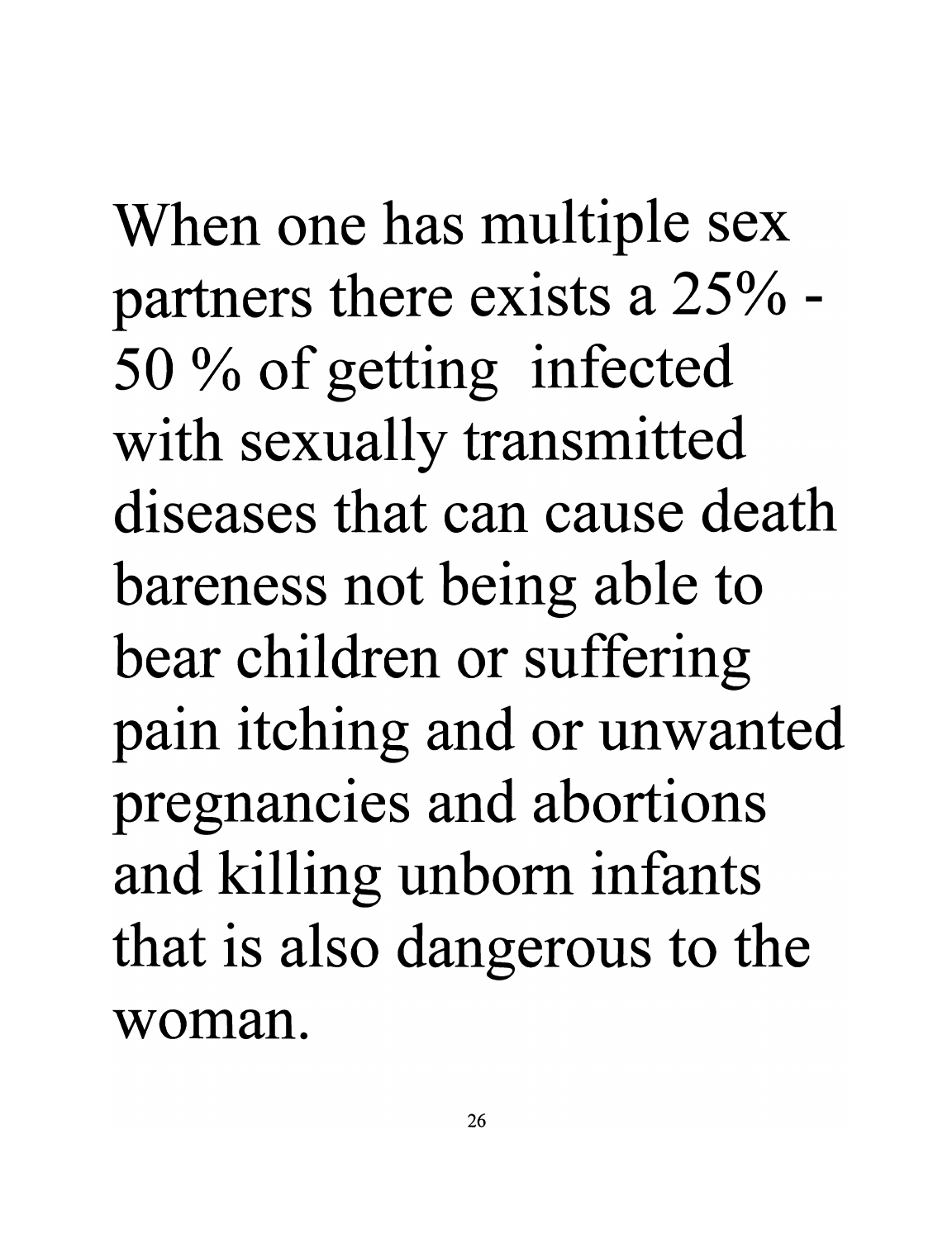When one has multiple sex partners there exists a 25% - 50 % of getting infected with sexually transmitted diseases that can cause death bareness not being able to bear children or suffering pain itching and or unwanted pregnancies and abortions and killing unborn infants that is also dangerous to the woman.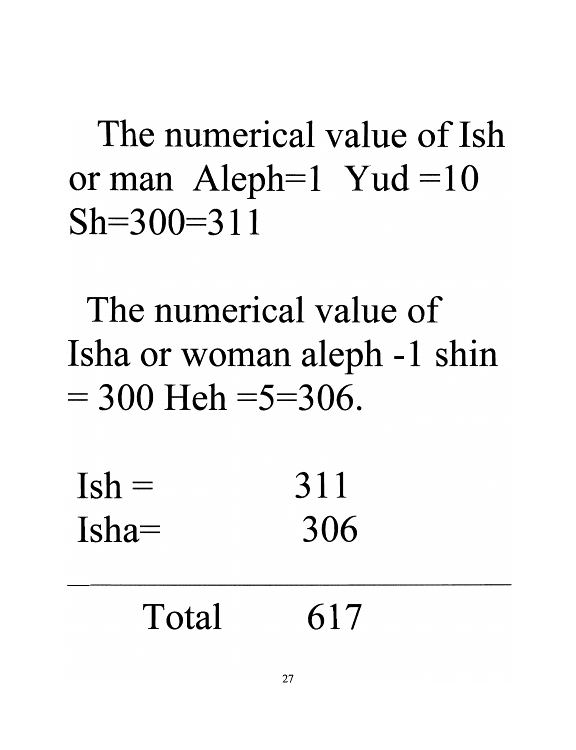The numerical value of Ish or man Aleph=1 Yud =10 Sh=300=311

The numerical value of Isha or woman aleph -1 shin = 300 Heh =5=306.

| | |
|---|---|
| Ish = | 311 |
| Isha= | 306 |
| Total | 617 |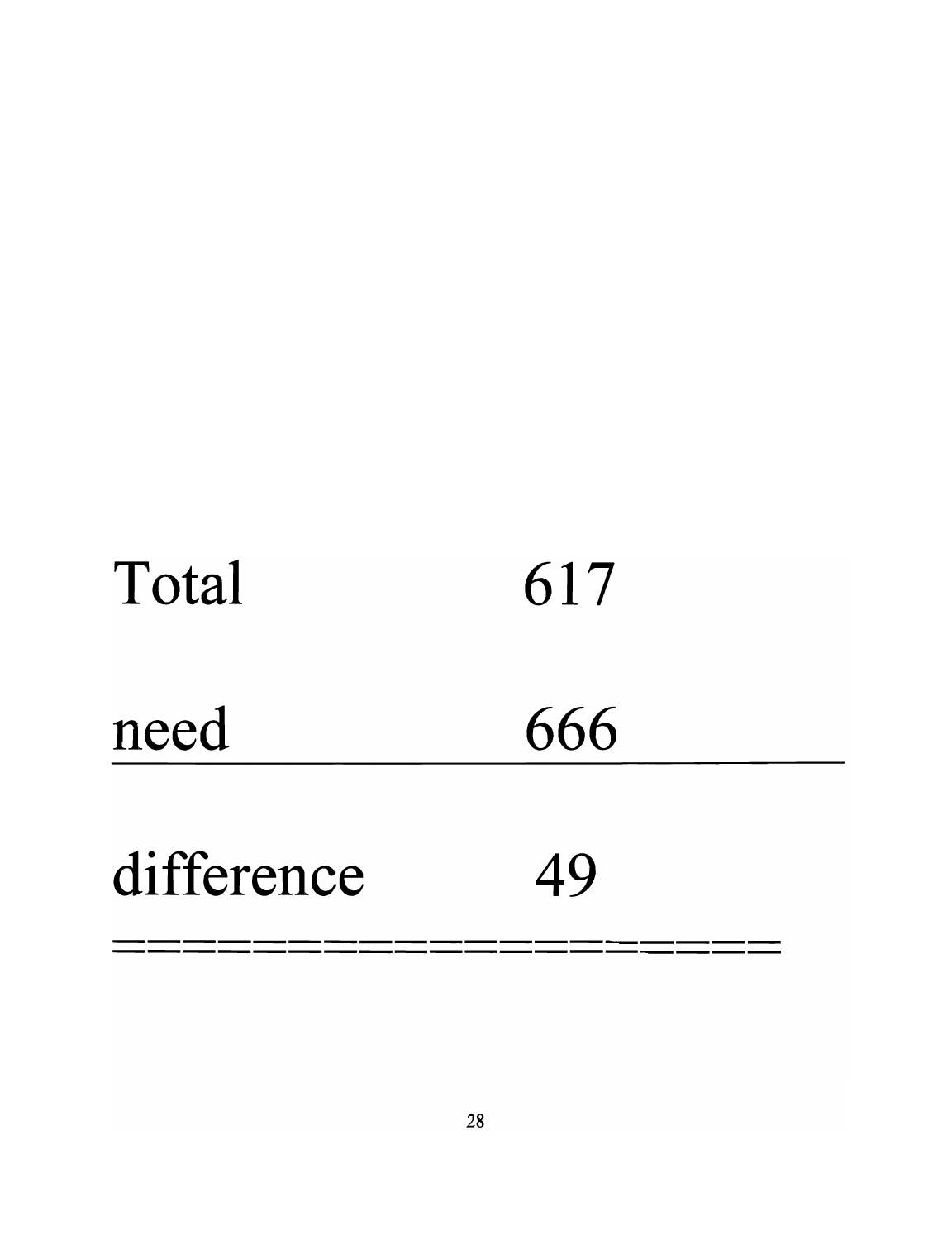| Total | 617 |
| --- | --- |
| need | 666 |
| difference | 49 |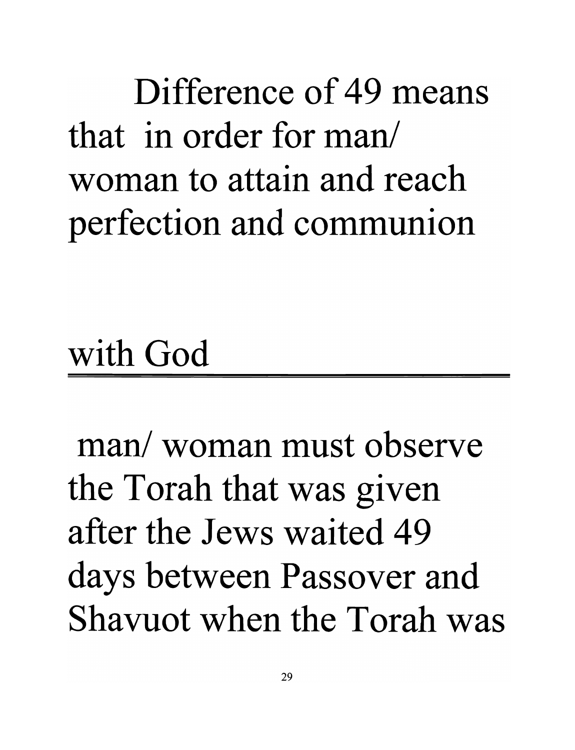Difference of 49 means that in order for man/ woman to attain and reach perfection and communion

with God

man/ woman must observe the Torah that was given after the Jews waited 49 days between Passover and Shavuot when the Torah was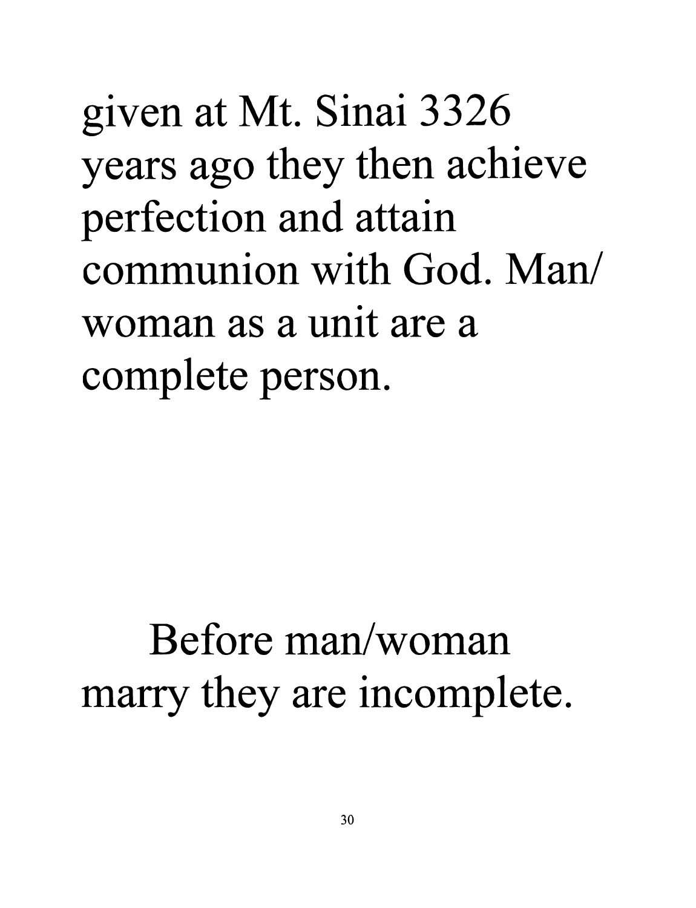given at Mt. Sinai 3326 years ago they then achieve perfection and attain communion with God. Man/ woman as a unit are a complete person.

Before man/woman marry they are incomplete.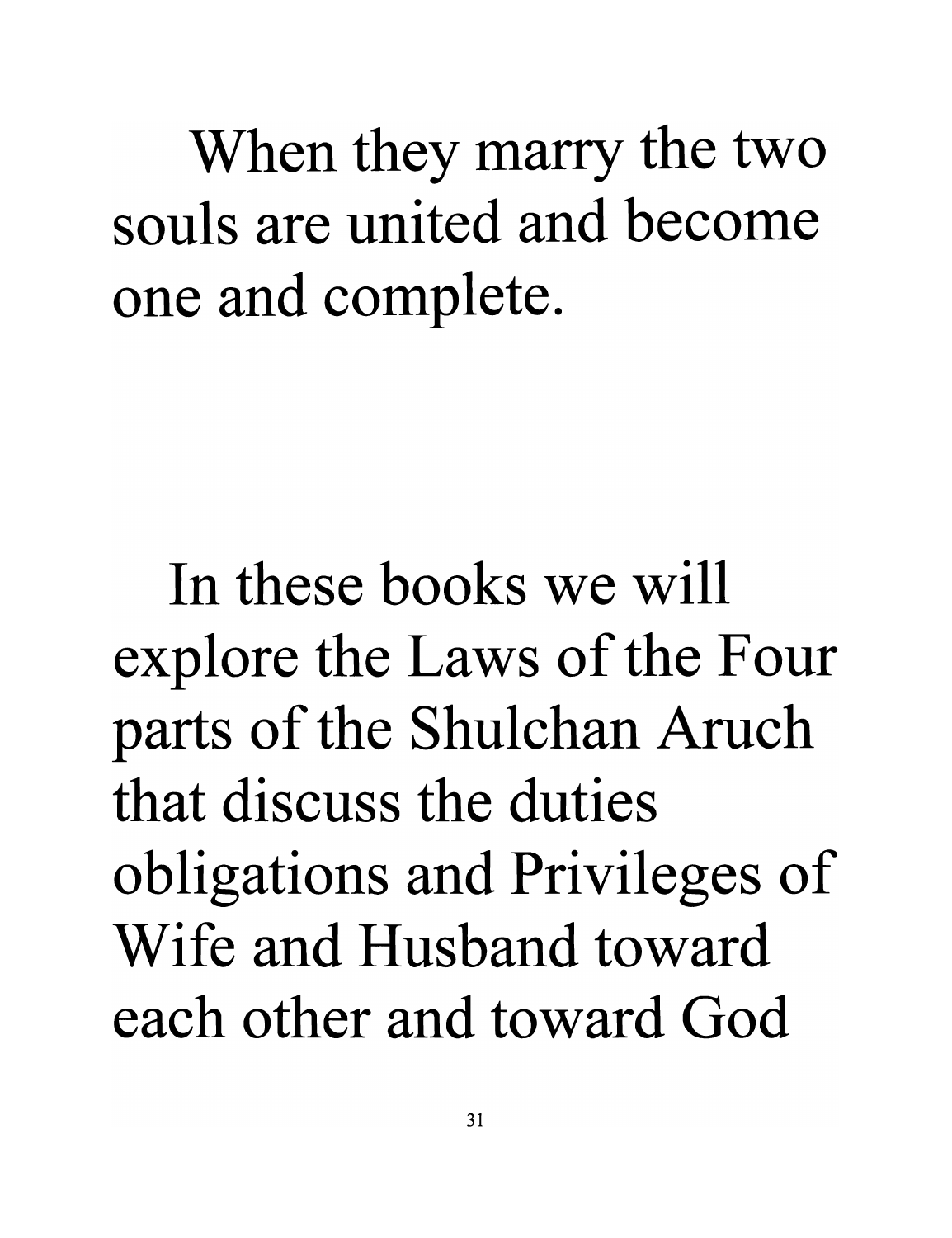When they marry the two souls are united and become one and complete.

In these books we will explore the Laws of the Four parts of the Shulchan Aruch that discuss the duties obligations and Privileges of Wife and Husband toward each other and toward God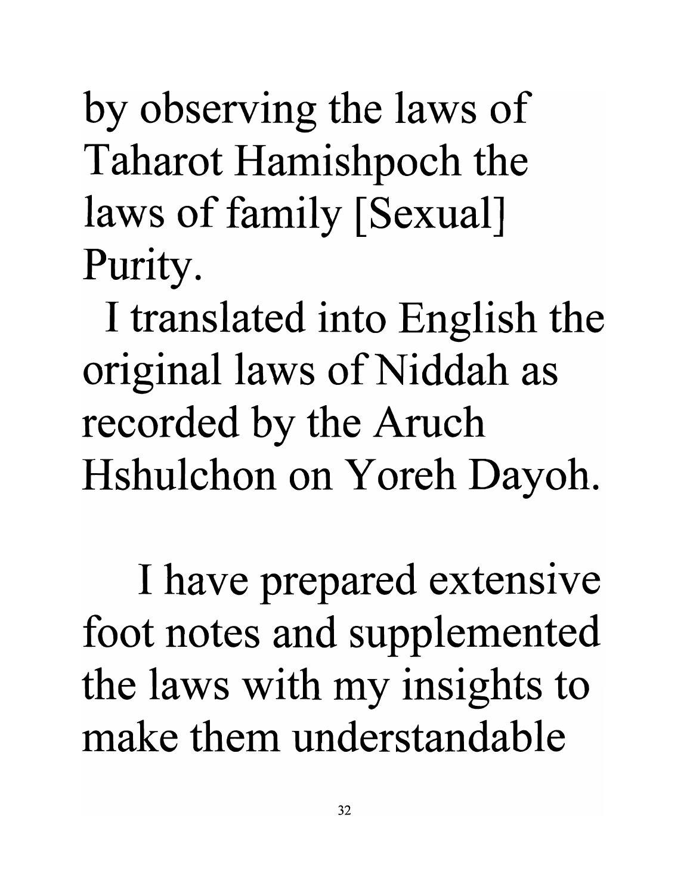by observing the laws of Taharot Hamishpoch the laws of family [Sexual] Purity.

I translated into English the original laws of Niddah as recorded by the Aruch Hshulchon on Yoreh Dayoh.

I have prepared extensive foot notes and supplemented the laws with my insights to make them understandable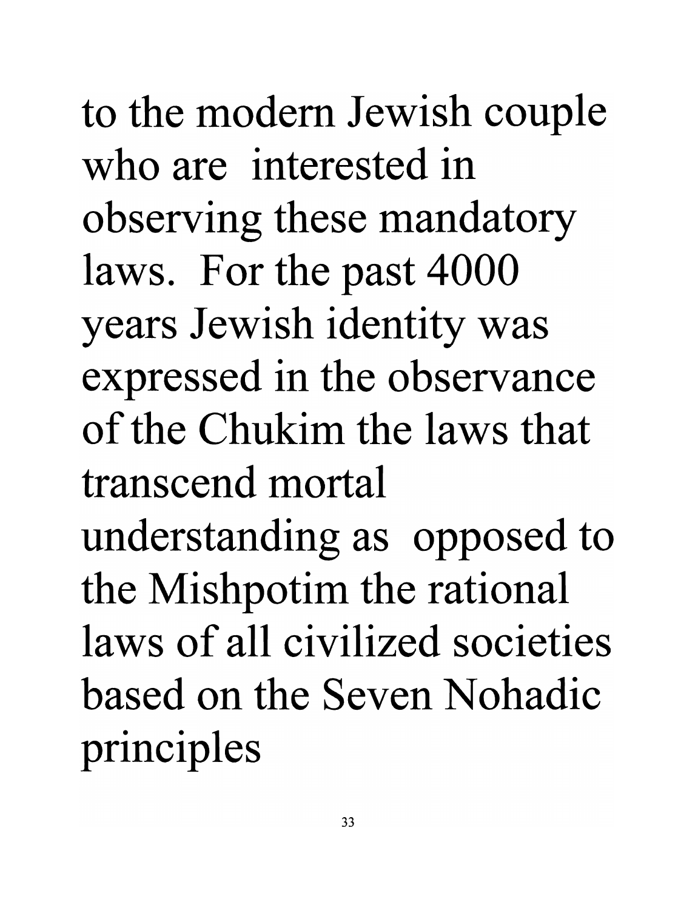to the modern Jewish couple who are interested in observing these mandatory laws. For the past 4000 years Jewish identity was expressed in the observance of the Chukim the laws that transcend mortal understanding as opposed to the Mishpotim the rational laws of all civilized societies based on the Seven Nohadic principles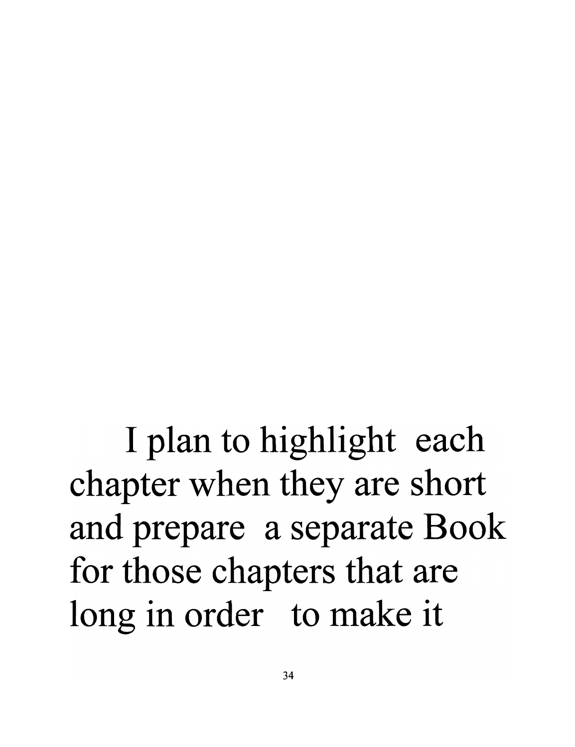I plan to highlight each chapter when they are short and prepare a separate Book for those chapters that are long in order to make it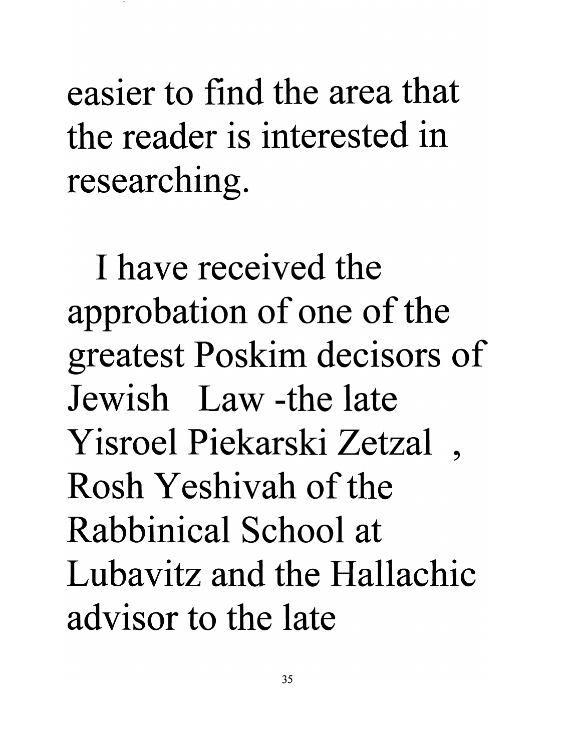easier to find the area that the reader is interested in researching.

I have received the approbation of one of the greatest Poskim decisors of Jewish Law -the late Yisroel Piekarski Zetzal , Rosh Yeshivah of the Rabbinical School at Lubavitz and the Hallachic advisor to the late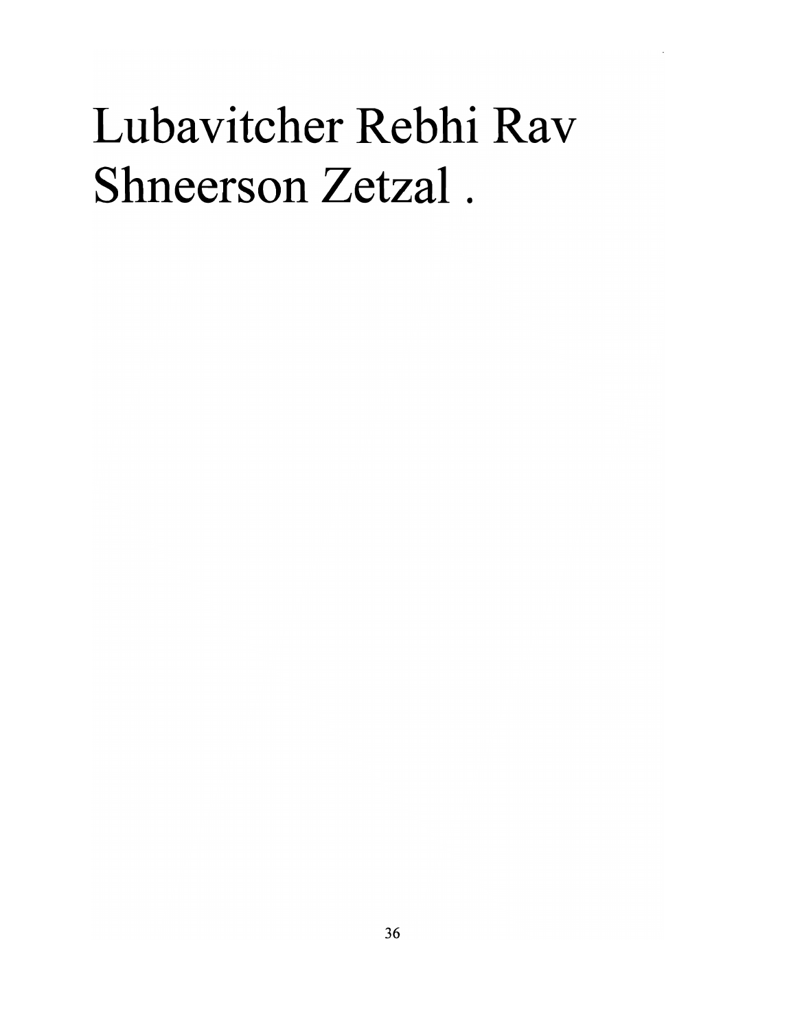# Lubavitcher Rebhi Rav Shneerson Zetzal .